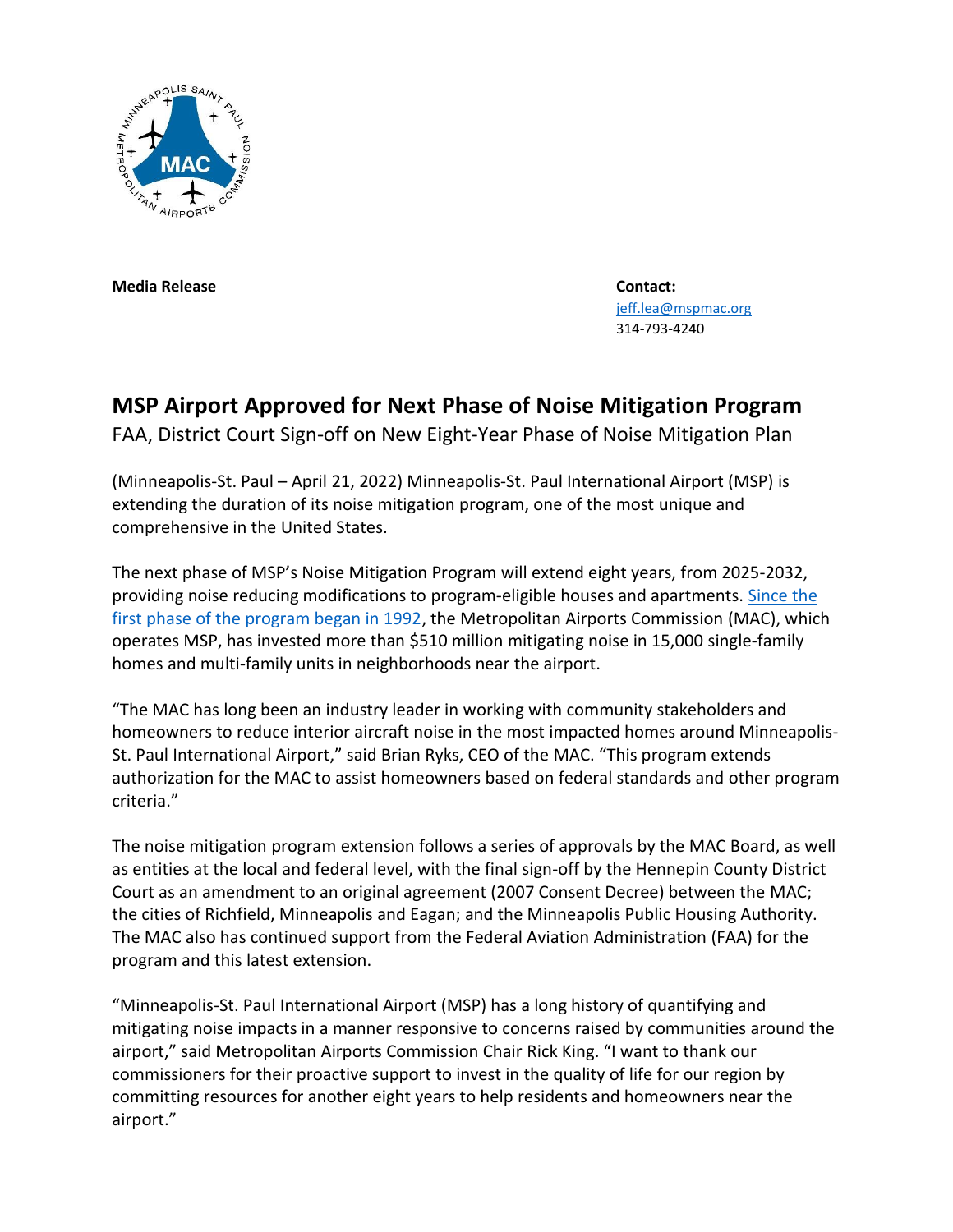**Media Release**

**Contact:**
jeff.lea@mspmac.org
314-793-4240

# MSP Airport Approved for Next Phase of Noise Mitigation Program

FAA, District Court Sign-off on New Eight-Year Phase of Noise Mitigation Plan

(Minneapolis-St. Paul – April 21, 2022) Minneapolis-St. Paul International Airport (MSP) is extending the duration of its noise mitigation program, one of the most unique and comprehensive in the United States.

The next phase of MSP's Noise Mitigation Program will extend eight years, from 2025-2032, providing noise reducing modifications to program-eligible houses and apartments. Since the first phase of the program began in 1992, the Metropolitan Airports Commission (MAC), which operates MSP, has invested more than $510 million mitigating noise in 15,000 single-family homes and multi-family units in neighborhoods near the airport.

"The MAC has long been an industry leader in working with community stakeholders and homeowners to reduce interior aircraft noise in the most impacted homes around Minneapolis-St. Paul International Airport," said Brian Ryks, CEO of the MAC. "This program extends authorization for the MAC to assist homeowners based on federal standards and other program criteria."

The noise mitigation program extension follows a series of approvals by the MAC Board, as well as entities at the local and federal level, with the final sign-off by the Hennepin County District Court as an amendment to an original agreement (2007 Consent Decree) between the MAC; the cities of Richfield, Minneapolis and Eagan; and the Minneapolis Public Housing Authority. The MAC also has continued support from the Federal Aviation Administration (FAA) for the program and this latest extension.

"Minneapolis-St. Paul International Airport (MSP) has a long history of quantifying and mitigating noise impacts in a manner responsive to concerns raised by communities around the airport," said Metropolitan Airports Commission Chair Rick King. "I want to thank our commissioners for their proactive support to invest in the quality of life for our region by committing resources for another eight years to help residents and homeowners near the airport."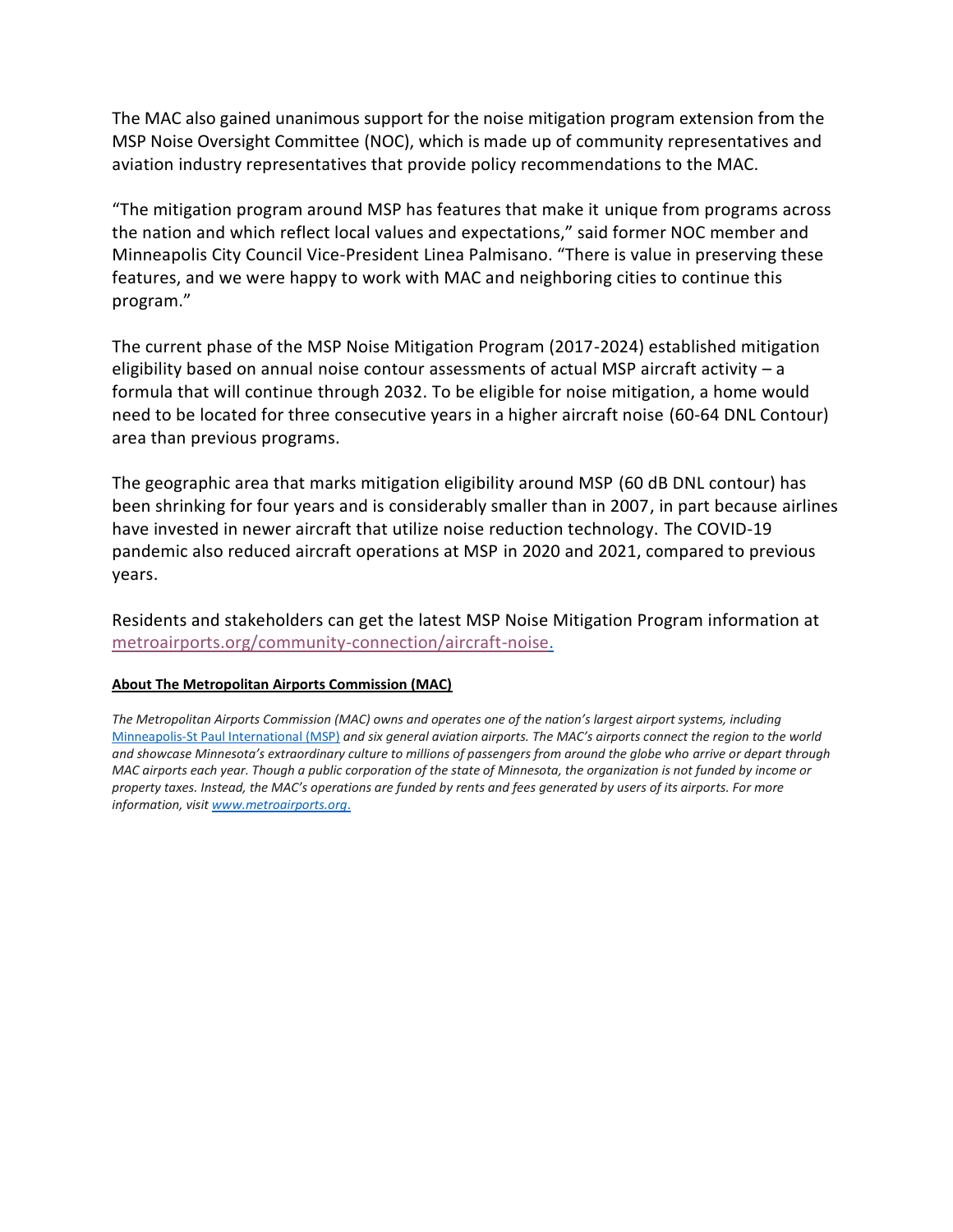The MAC also gained unanimous support for the noise mitigation program extension from the MSP Noise Oversight Committee (NOC), which is made up of community representatives and aviation industry representatives that provide policy recommendations to the MAC.

"The mitigation program around MSP has features that make it unique from programs across the nation and which reflect local values and expectations," said former NOC member and Minneapolis City Council Vice-President Linea Palmisano. "There is value in preserving these features, and we were happy to work with MAC and neighboring cities to continue this program."

The current phase of the MSP Noise Mitigation Program (2017-2024) established mitigation eligibility based on annual noise contour assessments of actual MSP aircraft activity – a formula that will continue through 2032. To be eligible for noise mitigation, a home would need to be located for three consecutive years in a higher aircraft noise (60-64 DNL Contour) area than previous programs.

The geographic area that marks mitigation eligibility around MSP (60 dB DNL contour) has been shrinking for four years and is considerably smaller than in 2007, in part because airlines have invested in newer aircraft that utilize noise reduction technology. The COVID-19 pandemic also reduced aircraft operations at MSP in 2020 and 2021, compared to previous years.

Residents and stakeholders can get the latest MSP Noise Mitigation Program information at metroairports.org/community-connection/aircraft-noise.

**About The Metropolitan Airports Commission (MAC)**

*The Metropolitan Airports Commission (MAC) owns and operates one of the nation's largest airport systems, including Minneapolis-St Paul International (MSP) and six general aviation airports. The MAC's airports connect the region to the world and showcase Minnesota's extraordinary culture to millions of passengers from around the globe who arrive or depart through MAC airports each year. Though a public corporation of the state of Minnesota, the organization is not funded by income or property taxes. Instead, the MAC's operations are funded by rents and fees generated by users of its airports. For more information, visit www.metroairports.org.*